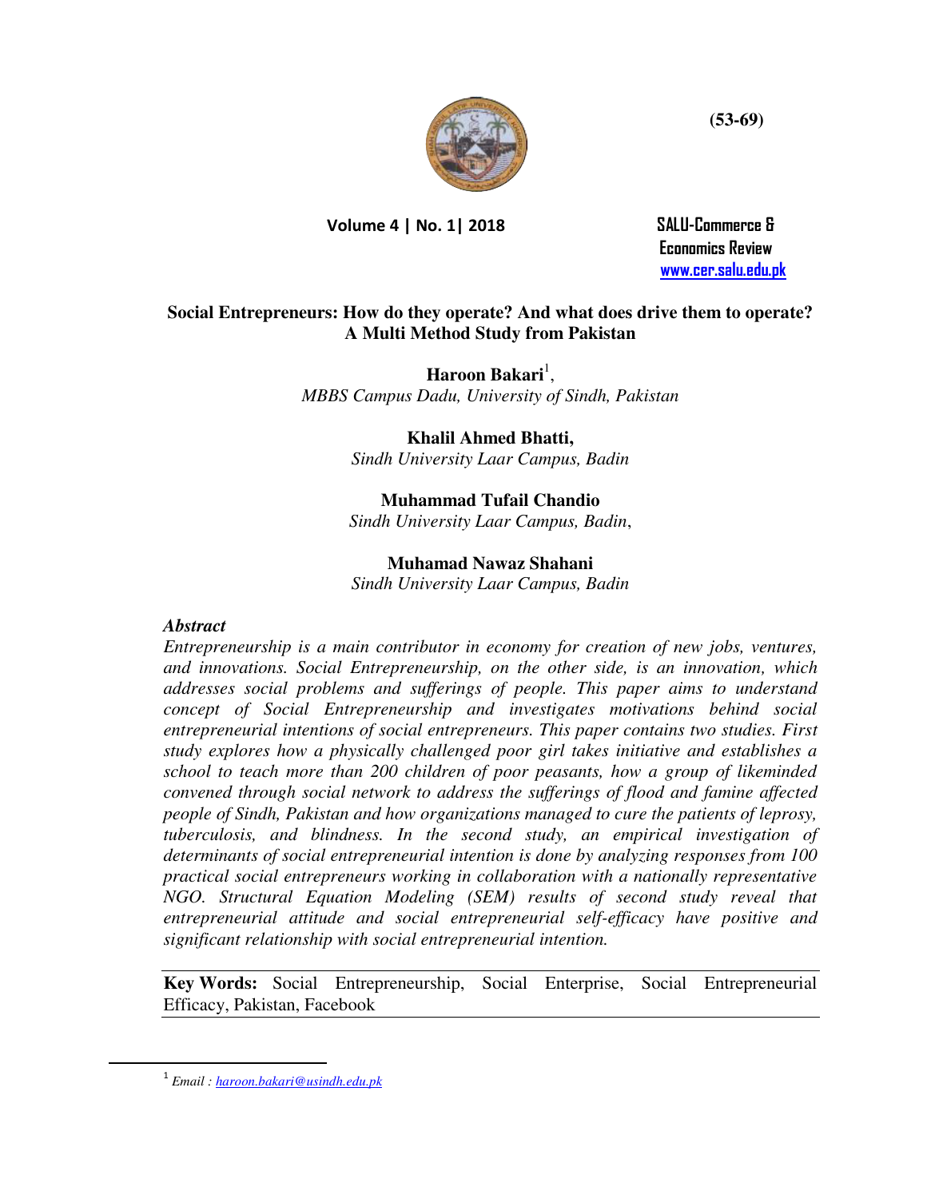# Social Entrepreneurs: How do they operate? And what does drive them to operate? A Multi Method Study from Pakistan

**Haroon Bakari**[1],
*MBBS Campus Dadu, University of Sindh, Pakistan*

**Khalil Ahmed Bhatti,**
*Sindh University Laar Campus, Badin*

**Muhammad Tufail Chandio**
*Sindh University Laar Campus, Badin*,

**Muhamad Nawaz Shahani**
*Sindh University Laar Campus, Badin*

### *Abstract*

*Entrepreneurship is a main contributor in economy for creation of new jobs, ventures, and innovations. Social Entrepreneurship, on the other side, is an innovation, which addresses social problems and sufferings of people. This paper aims to understand concept of Social Entrepreneurship and investigates motivations behind social entrepreneurial intentions of social entrepreneurs. This paper contains two studies. First study explores how a physically challenged poor girl takes initiative and establishes a school to teach more than 200 children of poor peasants, how a group of likeminded convened through social network to address the sufferings of flood and famine affected people of Sindh, Pakistan and how organizations managed to cure the patients of leprosy, tuberculosis, and blindness. In the second study, an empirical investigation of determinants of social entrepreneurial intention is done by analyzing responses from 100 practical social entrepreneurs working in collaboration with a nationally representative NGO. Structural Equation Modeling (SEM) results of second study reveal that entrepreneurial attitude and social entrepreneurial self-efficacy have positive and significant relationship with social entrepreneurial intention.*

**Key Words:** Social Entrepreneurship, Social Enterprise, Social Entrepreneurial Efficacy, Pakistan, Facebook

[1] *Email : haroon.bakari@usindh.edu.pk*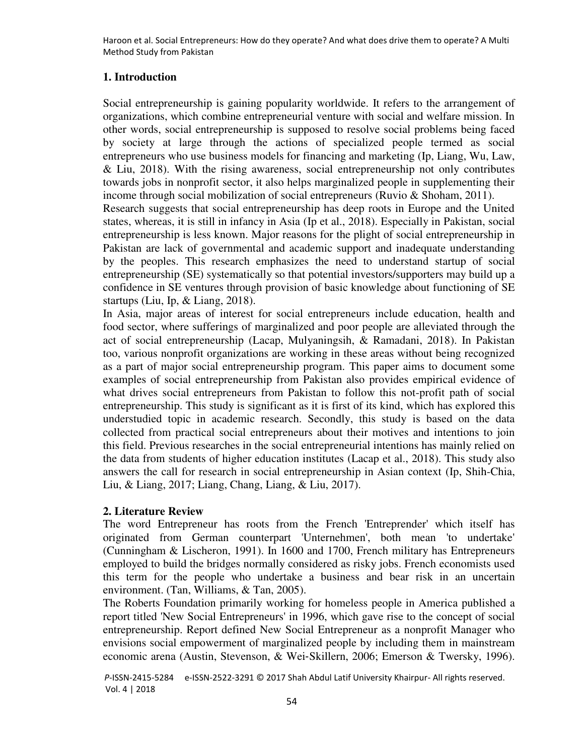## 1. Introduction

Social entrepreneurship is gaining popularity worldwide. It refers to the arrangement of organizations, which combine entrepreneurial venture with social and welfare mission. In other words, social entrepreneurship is supposed to resolve social problems being faced by society at large through the actions of specialized people termed as social entrepreneurs who use business models for financing and marketing (Ip, Liang, Wu, Law, & Liu, 2018). With the rising awareness, social entrepreneurship not only contributes towards jobs in nonprofit sector, it also helps marginalized people in supplementing their income through social mobilization of social entrepreneurs (Ruvio & Shoham, 2011).

Research suggests that social entrepreneurship has deep roots in Europe and the United states, whereas, it is still in infancy in Asia (Ip et al., 2018). Especially in Pakistan, social entrepreneurship is less known. Major reasons for the plight of social entrepreneurship in Pakistan are lack of governmental and academic support and inadequate understanding by the peoples. This research emphasizes the need to understand startup of social entrepreneurship (SE) systematically so that potential investors/supporters may build up a confidence in SE ventures through provision of basic knowledge about functioning of SE startups (Liu, Ip, & Liang, 2018).

In Asia, major areas of interest for social entrepreneurs include education, health and food sector, where sufferings of marginalized and poor people are alleviated through the act of social entrepreneurship (Lacap, Mulyaningsih, & Ramadani, 2018). In Pakistan too, various nonprofit organizations are working in these areas without being recognized as a part of major social entrepreneurship program. This paper aims to document some examples of social entrepreneurship from Pakistan also provides empirical evidence of what drives social entrepreneurs from Pakistan to follow this not-profit path of social entrepreneurship. This study is significant as it is first of its kind, which has explored this understudied topic in academic research. Secondly, this study is based on the data collected from practical social entrepreneurs about their motives and intentions to join this field. Previous researches in the social entrepreneurial intentions has mainly relied on the data from students of higher education institutes (Lacap et al., 2018). This study also answers the call for research in social entrepreneurship in Asian context (Ip, Shih-Chia, Liu, & Liang, 2017; Liang, Chang, Liang, & Liu, 2017).

## 2. Literature Review

The word Entrepreneur has roots from the French 'Entreprender' which itself has originated from German counterpart 'Unternehmen', both mean 'to undertake' (Cunningham & Lischeron, 1991). In 1600 and 1700, French military has Entrepreneurs employed to build the bridges normally considered as risky jobs. French economists used this term for the people who undertake a business and bear risk in an uncertain environment. (Tan, Williams, & Tan, 2005).

The Roberts Foundation primarily working for homeless people in America published a report titled 'New Social Entrepreneurs' in 1996, which gave rise to the concept of social entrepreneurship. Report defined New Social Entrepreneur as a nonprofit Manager who envisions social empowerment of marginalized people by including them in mainstream economic arena (Austin, Stevenson, & Wei-Skillern, 2006; Emerson & Twersky, 1996).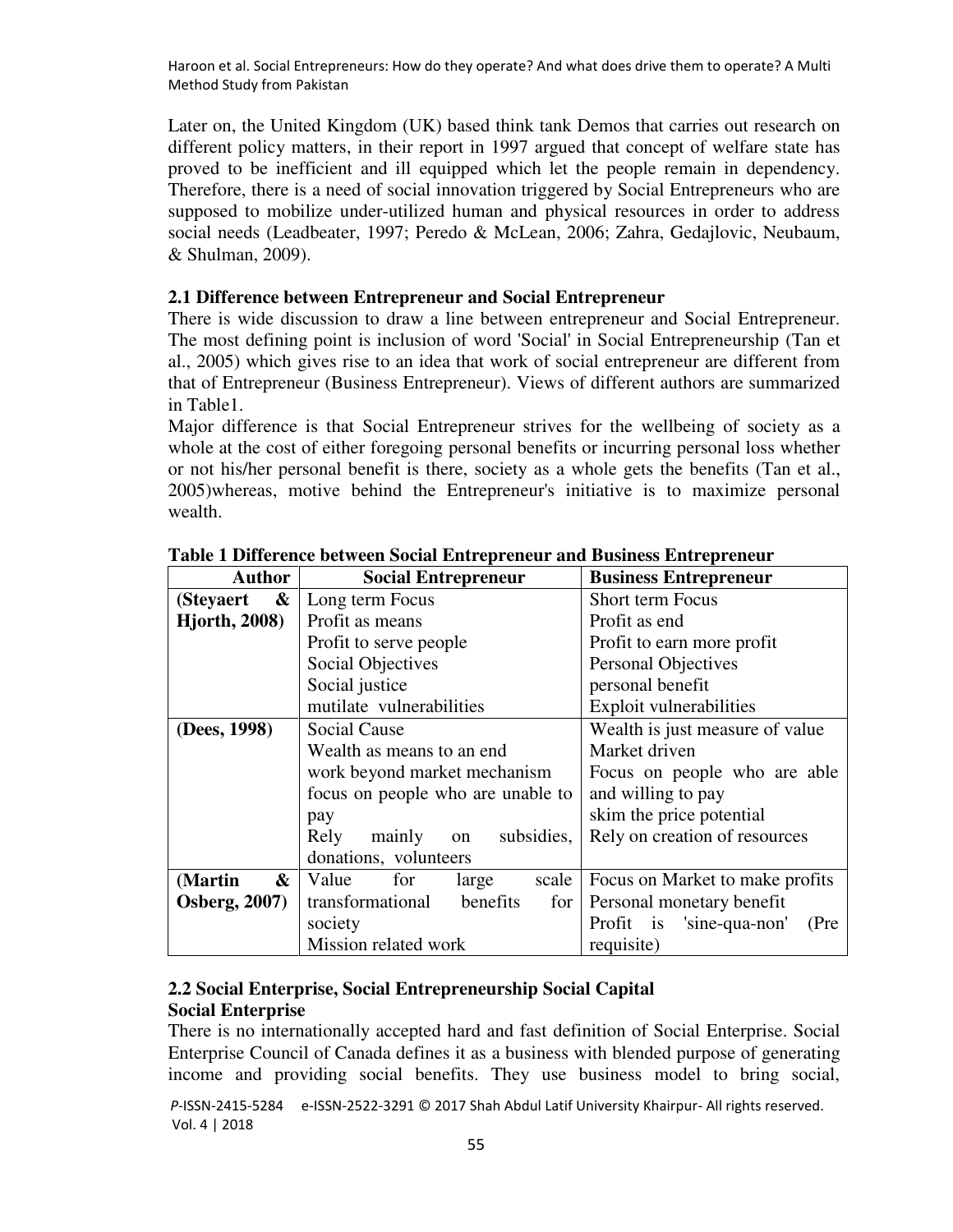Later on, the United Kingdom (UK) based think tank Demos that carries out research on different policy matters, in their report in 1997 argued that concept of welfare state has proved to be inefficient and ill equipped which let the people remain in dependency. Therefore, there is a need of social innovation triggered by Social Entrepreneurs who are supposed to mobilize under-utilized human and physical resources in order to address social needs (Leadbeater, 1997; Peredo & McLean, 2006; Zahra, Gedajlovic, Neubaum, & Shulman, 2009).

### 2.1 Difference between Entrepreneur and Social Entrepreneur

There is wide discussion to draw a line between entrepreneur and Social Entrepreneur. The most defining point is inclusion of word 'Social' in Social Entrepreneurship (Tan et al., 2005) which gives rise to an idea that work of social entrepreneur are different from that of Entrepreneur (Business Entrepreneur). Views of different authors are summarized in Table1.

Major difference is that Social Entrepreneur strives for the wellbeing of society as a whole at the cost of either foregoing personal benefits or incurring personal loss whether or not his/her personal benefit is there, society as a whole gets the benefits (Tan et al., 2005)whereas, motive behind the Entrepreneur's initiative is to maximize personal wealth.

**Table 1 Difference between Social Entrepreneur and Business Entrepreneur**

| Author | Social Entrepreneur | Business Entrepreneur |
|---|---|---|
| **(Steyaert & Hjorth, 2008)** | Long term Focus<br>Profit as means<br>Profit to serve people<br>Social Objectives<br>Social justice<br>mutilate vulnerabilities | Short term Focus<br>Profit as end<br>Profit to earn more profit<br>Personal Objectives<br>personal benefit<br>Exploit vulnerabilities |
| **(Dees, 1998)** | Social Cause<br>Wealth as means to an end<br>work beyond market mechanism<br>focus on people who are unable to pay<br>Rely mainly on subsidies, donations, volunteers | Wealth is just measure of value<br>Market driven<br>Focus on people who are able and willing to pay<br>skim the price potential<br>Rely on creation of resources |
| **(Martin & Osberg, 2007)** | Value for large scale transformational benefits for society<br>Mission related work | Focus on Market to make profits<br>Personal monetary benefit<br>Profit is 'sine-qua-non' (Pre requisite) |

### 2.2 Social Enterprise, Social Entrepreneurship Social Capital

**Social Enterprise**

There is no internationally accepted hard and fast definition of Social Enterprise. Social Enterprise Council of Canada defines it as a business with blended purpose of generating income and providing social benefits. They use business model to bring social,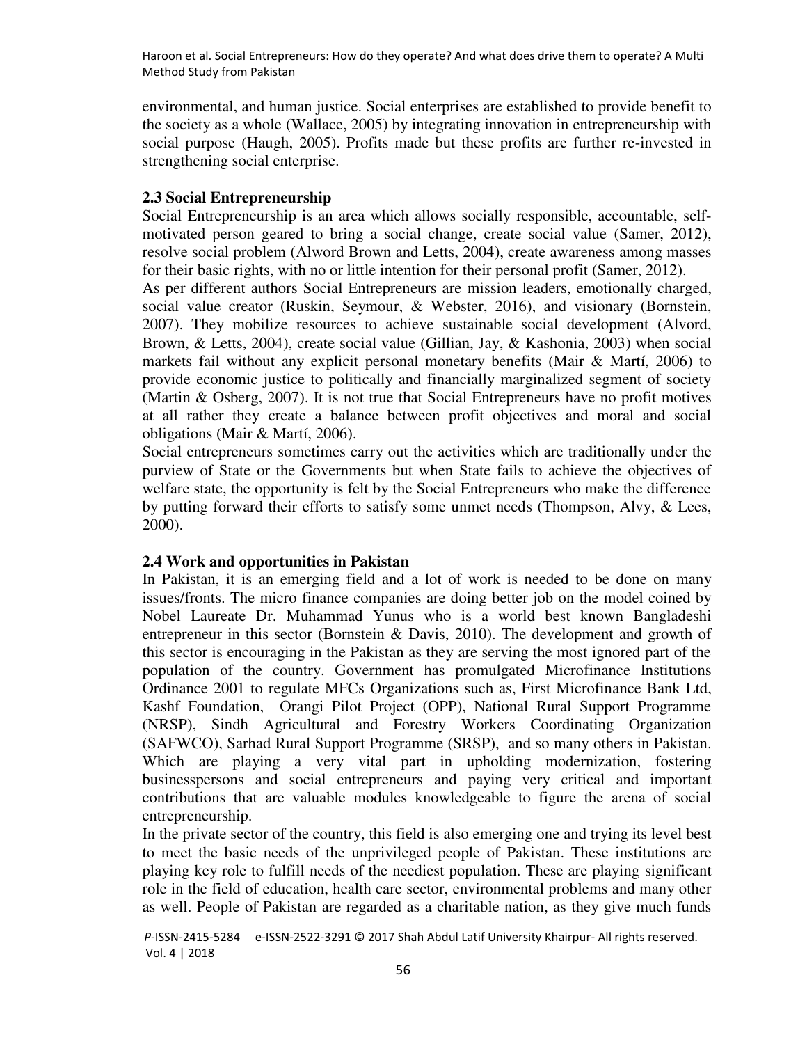environmental, and human justice. Social enterprises are established to provide benefit to the society as a whole (Wallace, 2005) by integrating innovation in entrepreneurship with social purpose (Haugh, 2005). Profits made but these profits are further re-invested in strengthening social enterprise.

### 2.3 Social Entrepreneurship

Social Entrepreneurship is an area which allows socially responsible, accountable, self-motivated person geared to bring a social change, create social value (Samer, 2012), resolve social problem (Alword Brown and Letts, 2004), create awareness among masses for their basic rights, with no or little intention for their personal profit (Samer, 2012).

As per different authors Social Entrepreneurs are mission leaders, emotionally charged, social value creator (Ruskin, Seymour, & Webster, 2016), and visionary (Bornstein, 2007). They mobilize resources to achieve sustainable social development (Alvord, Brown, & Letts, 2004), create social value (Gillian, Jay, & Kashonia, 2003) when social markets fail without any explicit personal monetary benefits (Mair & Martí, 2006) to provide economic justice to politically and financially marginalized segment of society (Martin & Osberg, 2007). It is not true that Social Entrepreneurs have no profit motives at all rather they create a balance between profit objectives and moral and social obligations (Mair & Martí, 2006).

Social entrepreneurs sometimes carry out the activities which are traditionally under the purview of State or the Governments but when State fails to achieve the objectives of welfare state, the opportunity is felt by the Social Entrepreneurs who make the difference by putting forward their efforts to satisfy some unmet needs (Thompson, Alvy, & Lees, 2000).

### 2.4 Work and opportunities in Pakistan

In Pakistan, it is an emerging field and a lot of work is needed to be done on many issues/fronts. The micro finance companies are doing better job on the model coined by Nobel Laureate Dr. Muhammad Yunus who is a world best known Bangladeshi entrepreneur in this sector (Bornstein & Davis, 2010). The development and growth of this sector is encouraging in the Pakistan as they are serving the most ignored part of the population of the country. Government has promulgated Microfinance Institutions Ordinance 2001 to regulate MFCs Organizations such as, First Microfinance Bank Ltd, Kashf Foundation, Orangi Pilot Project (OPP), National Rural Support Programme (NRSP), Sindh Agricultural and Forestry Workers Coordinating Organization (SAFWCO), Sarhad Rural Support Programme (SRSP), and so many others in Pakistan. Which are playing a very vital part in upholding modernization, fostering businesspersons and social entrepreneurs and paying very critical and important contributions that are valuable modules knowledgeable to figure the arena of social entrepreneurship.

In the private sector of the country, this field is also emerging one and trying its level best to meet the basic needs of the unprivileged people of Pakistan. These institutions are playing key role to fulfill needs of the neediest population. These are playing significant role in the field of education, health care sector, environmental problems and many other as well. People of Pakistan are regarded as a charitable nation, as they give much funds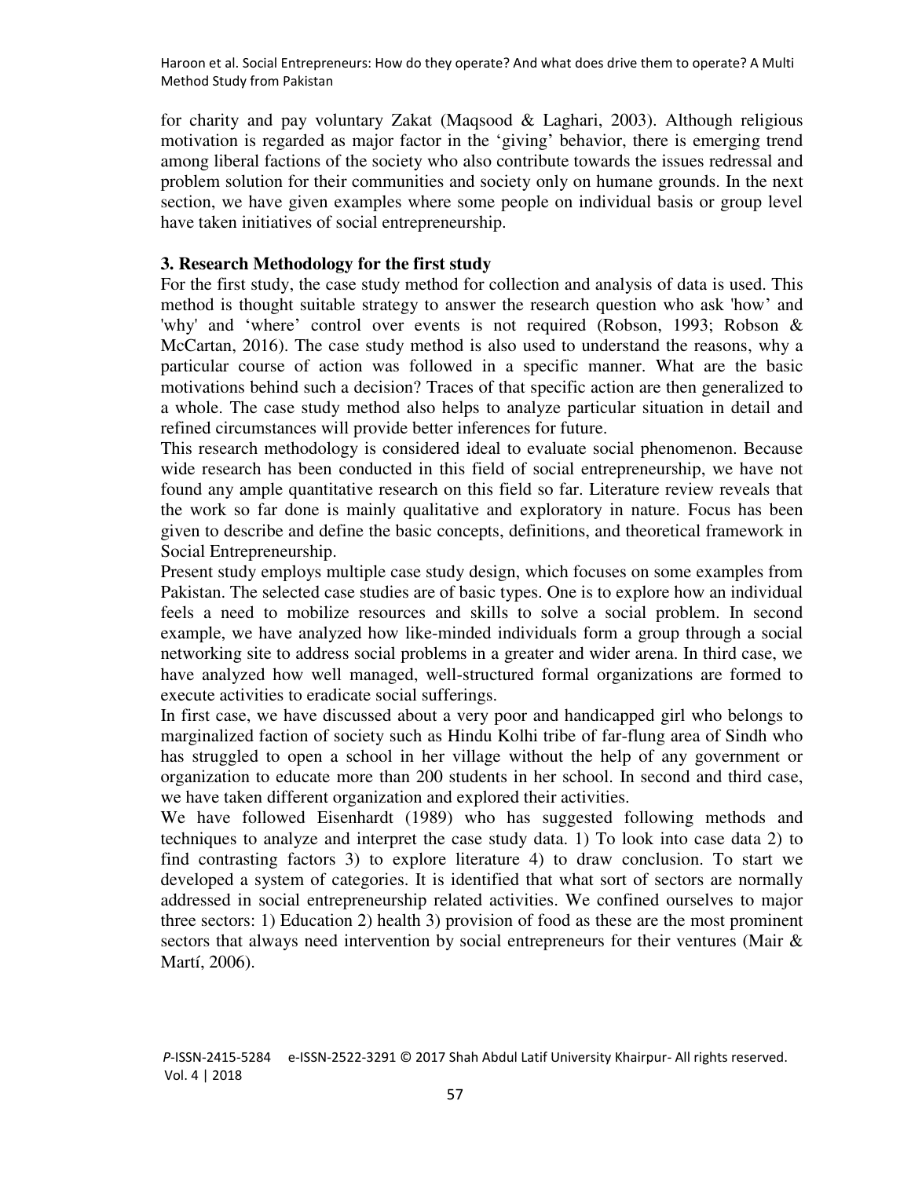for charity and pay voluntary Zakat (Maqsood & Laghari, 2003). Although religious motivation is regarded as major factor in the 'giving' behavior, there is emerging trend among liberal factions of the society who also contribute towards the issues redressal and problem solution for their communities and society only on humane grounds. In the next section, we have given examples where some people on individual basis or group level have taken initiatives of social entrepreneurship.

## 3. Research Methodology for the first study

For the first study, the case study method for collection and analysis of data is used. This method is thought suitable strategy to answer the research question who ask 'how' and 'why' and 'where' control over events is not required (Robson, 1993; Robson & McCartan, 2016). The case study method is also used to understand the reasons, why a particular course of action was followed in a specific manner. What are the basic motivations behind such a decision? Traces of that specific action are then generalized to a whole. The case study method also helps to analyze particular situation in detail and refined circumstances will provide better inferences for future.

This research methodology is considered ideal to evaluate social phenomenon. Because wide research has been conducted in this field of social entrepreneurship, we have not found any ample quantitative research on this field so far. Literature review reveals that the work so far done is mainly qualitative and exploratory in nature. Focus has been given to describe and define the basic concepts, definitions, and theoretical framework in Social Entrepreneurship.

Present study employs multiple case study design, which focuses on some examples from Pakistan. The selected case studies are of basic types. One is to explore how an individual feels a need to mobilize resources and skills to solve a social problem. In second example, we have analyzed how like-minded individuals form a group through a social networking site to address social problems in a greater and wider arena. In third case, we have analyzed how well managed, well-structured formal organizations are formed to execute activities to eradicate social sufferings.

In first case, we have discussed about a very poor and handicapped girl who belongs to marginalized faction of society such as Hindu Kolhi tribe of far-flung area of Sindh who has struggled to open a school in her village without the help of any government or organization to educate more than 200 students in her school. In second and third case, we have taken different organization and explored their activities.

We have followed Eisenhardt (1989) who has suggested following methods and techniques to analyze and interpret the case study data. 1) To look into case data 2) to find contrasting factors 3) to explore literature 4) to draw conclusion. To start we developed a system of categories. It is identified that what sort of sectors are normally addressed in social entrepreneurship related activities. We confined ourselves to major three sectors: 1) Education 2) health 3) provision of food as these are the most prominent sectors that always need intervention by social entrepreneurs for their ventures (Mair & Martí, 2006).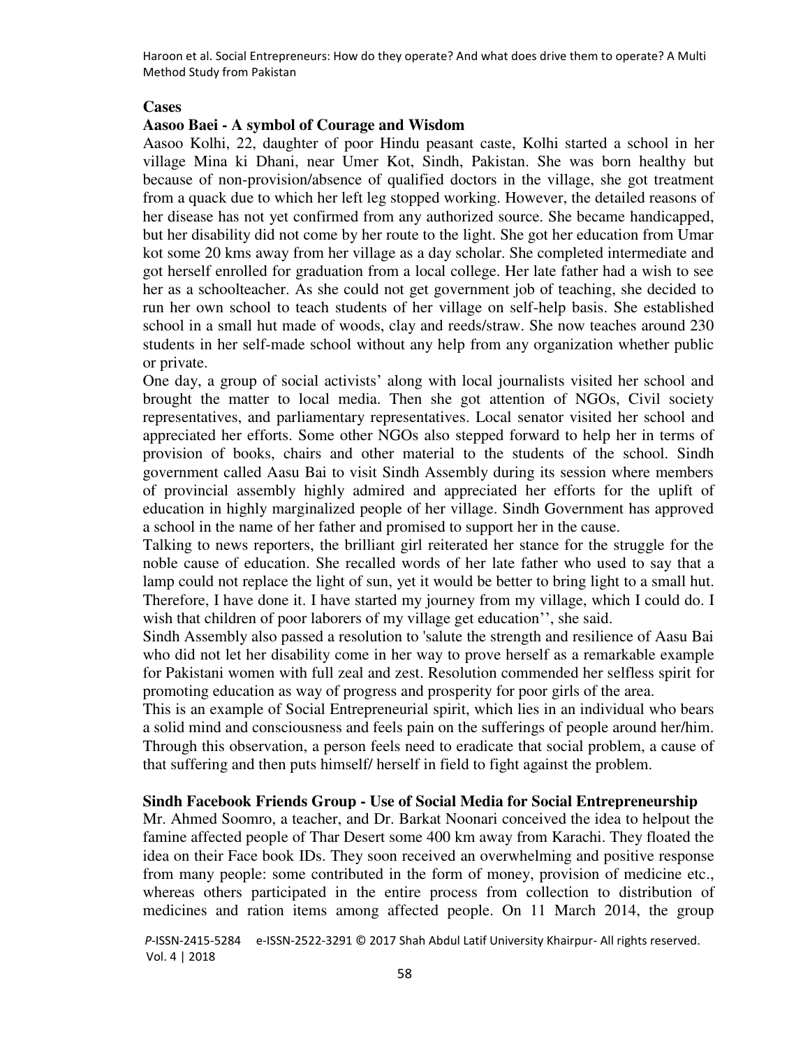**Cases**

**Aasoo Baei - A symbol of Courage and Wisdom**

Aasoo Kolhi, 22, daughter of poor Hindu peasant caste, Kolhi started a school in her village Mina ki Dhani, near Umer Kot, Sindh, Pakistan. She was born healthy but because of non-provision/absence of qualified doctors in the village, she got treatment from a quack due to which her left leg stopped working. However, the detailed reasons of her disease has not yet confirmed from any authorized source. She became handicapped, but her disability did not come by her route to the light. She got her education from Umar kot some 20 kms away from her village as a day scholar. She completed intermediate and got herself enrolled for graduation from a local college. Her late father had a wish to see her as a schoolteacher. As she could not get government job of teaching, she decided to run her own school to teach students of her village on self-help basis. She established school in a small hut made of woods, clay and reeds/straw. She now teaches around 230 students in her self-made school without any help from any organization whether public or private.

One day, a group of social activists' along with local journalists visited her school and brought the matter to local media. Then she got attention of NGOs, Civil society representatives, and parliamentary representatives. Local senator visited her school and appreciated her efforts. Some other NGOs also stepped forward to help her in terms of provision of books, chairs and other material to the students of the school. Sindh government called Aasu Bai to visit Sindh Assembly during its session where members of provincial assembly highly admired and appreciated her efforts for the uplift of education in highly marginalized people of her village. Sindh Government has approved a school in the name of her father and promised to support her in the cause.

Talking to news reporters, the brilliant girl reiterated her stance for the struggle for the noble cause of education. She recalled words of her late father who used to say that a lamp could not replace the light of sun, yet it would be better to bring light to a small hut. Therefore, I have done it. I have started my journey from my village, which I could do. I wish that children of poor laborers of my village get education'', she said.

Sindh Assembly also passed a resolution to 'salute the strength and resilience of Aasu Bai who did not let her disability come in her way to prove herself as a remarkable example for Pakistani women with full zeal and zest. Resolution commended her selfless spirit for promoting education as way of progress and prosperity for poor girls of the area.

This is an example of Social Entrepreneurial spirit, which lies in an individual who bears a solid mind and consciousness and feels pain on the sufferings of people around her/him. Through this observation, a person feels need to eradicate that social problem, a cause of that suffering and then puts himself/ herself in field to fight against the problem.

**Sindh Facebook Friends Group - Use of Social Media for Social Entrepreneurship**

Mr. Ahmed Soomro, a teacher, and Dr. Barkat Noonari conceived the idea to helpout the famine affected people of Thar Desert some 400 km away from Karachi. They floated the idea on their Face book IDs. They soon received an overwhelming and positive response from many people: some contributed in the form of money, provision of medicine etc., whereas others participated in the entire process from collection to distribution of medicines and ration items among affected people. On 11 March 2014, the group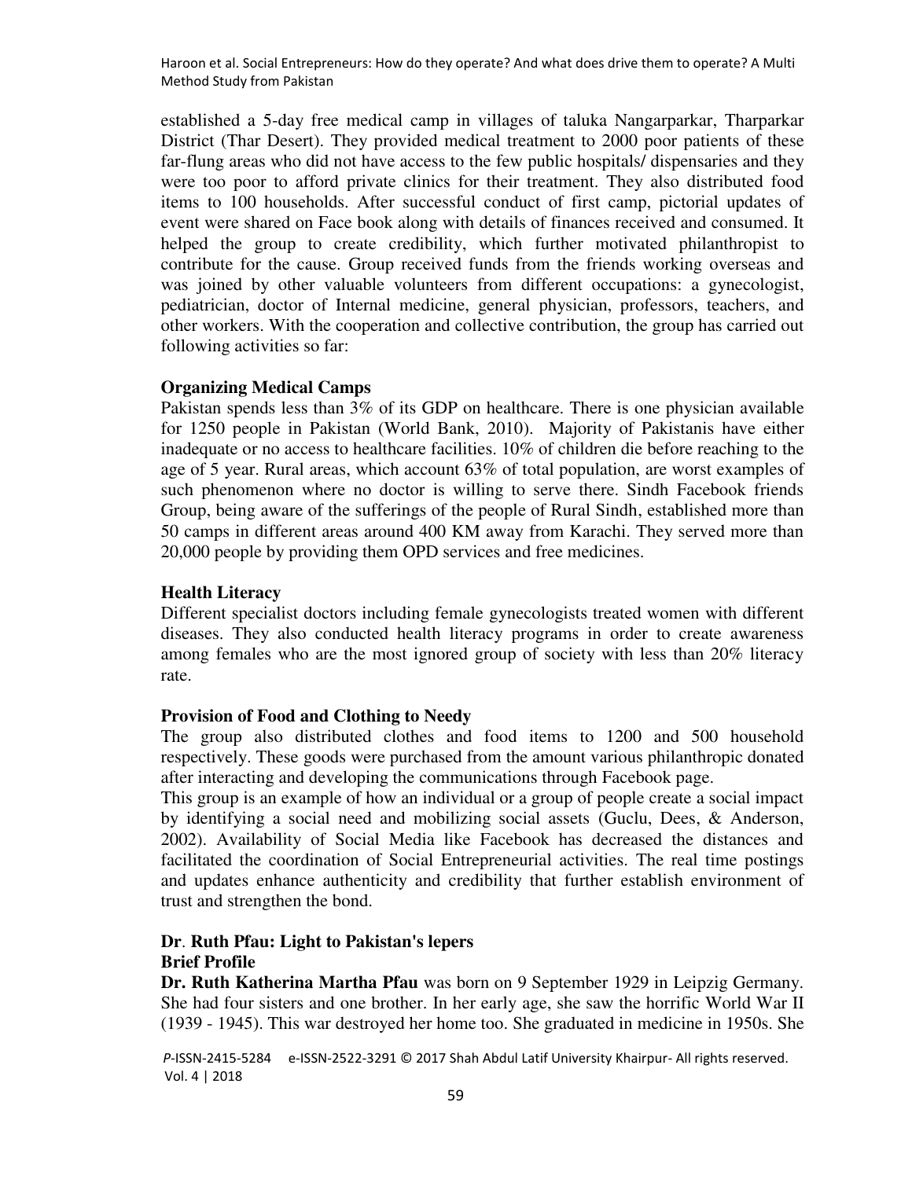established a 5-day free medical camp in villages of taluka Nangarparkar, Tharparkar District (Thar Desert). They provided medical treatment to 2000 poor patients of these far-flung areas who did not have access to the few public hospitals/ dispensaries and they were too poor to afford private clinics for their treatment. They also distributed food items to 100 households. After successful conduct of first camp, pictorial updates of event were shared on Face book along with details of finances received and consumed. It helped the group to create credibility, which further motivated philanthropist to contribute for the cause. Group received funds from the friends working overseas and was joined by other valuable volunteers from different occupations: a gynecologist, pediatrician, doctor of Internal medicine, general physician, professors, teachers, and other workers. With the cooperation and collective contribution, the group has carried out following activities so far:

**Organizing Medical Camps**

Pakistan spends less than 3% of its GDP on healthcare. There is one physician available for 1250 people in Pakistan (World Bank, 2010). Majority of Pakistanis have either inadequate or no access to healthcare facilities. 10% of children die before reaching to the age of 5 year. Rural areas, which account 63% of total population, are worst examples of such phenomenon where no doctor is willing to serve there. Sindh Facebook friends Group, being aware of the sufferings of the people of Rural Sindh, established more than 50 camps in different areas around 400 KM away from Karachi. They served more than 20,000 people by providing them OPD services and free medicines.

**Health Literacy**

Different specialist doctors including female gynecologists treated women with different diseases. They also conducted health literacy programs in order to create awareness among females who are the most ignored group of society with less than 20% literacy rate.

**Provision of Food and Clothing to Needy**

The group also distributed clothes and food items to 1200 and 500 household respectively. These goods were purchased from the amount various philanthropic donated after interacting and developing the communications through Facebook page.

This group is an example of how an individual or a group of people create a social impact by identifying a social need and mobilizing social assets (Guclu, Dees, & Anderson, 2002). Availability of Social Media like Facebook has decreased the distances and facilitated the coordination of Social Entrepreneurial activities. The real time postings and updates enhance authenticity and credibility that further establish environment of trust and strengthen the bond.

**Dr. Ruth Pfau: Light to Pakistan's lepers**

**Brief Profile**

**Dr. Ruth Katherina Martha Pfau** was born on 9 September 1929 in Leipzig Germany. She had four sisters and one brother. In her early age, she saw the horrific World War II (1939 - 1945). This war destroyed her home too. She graduated in medicine in 1950s. She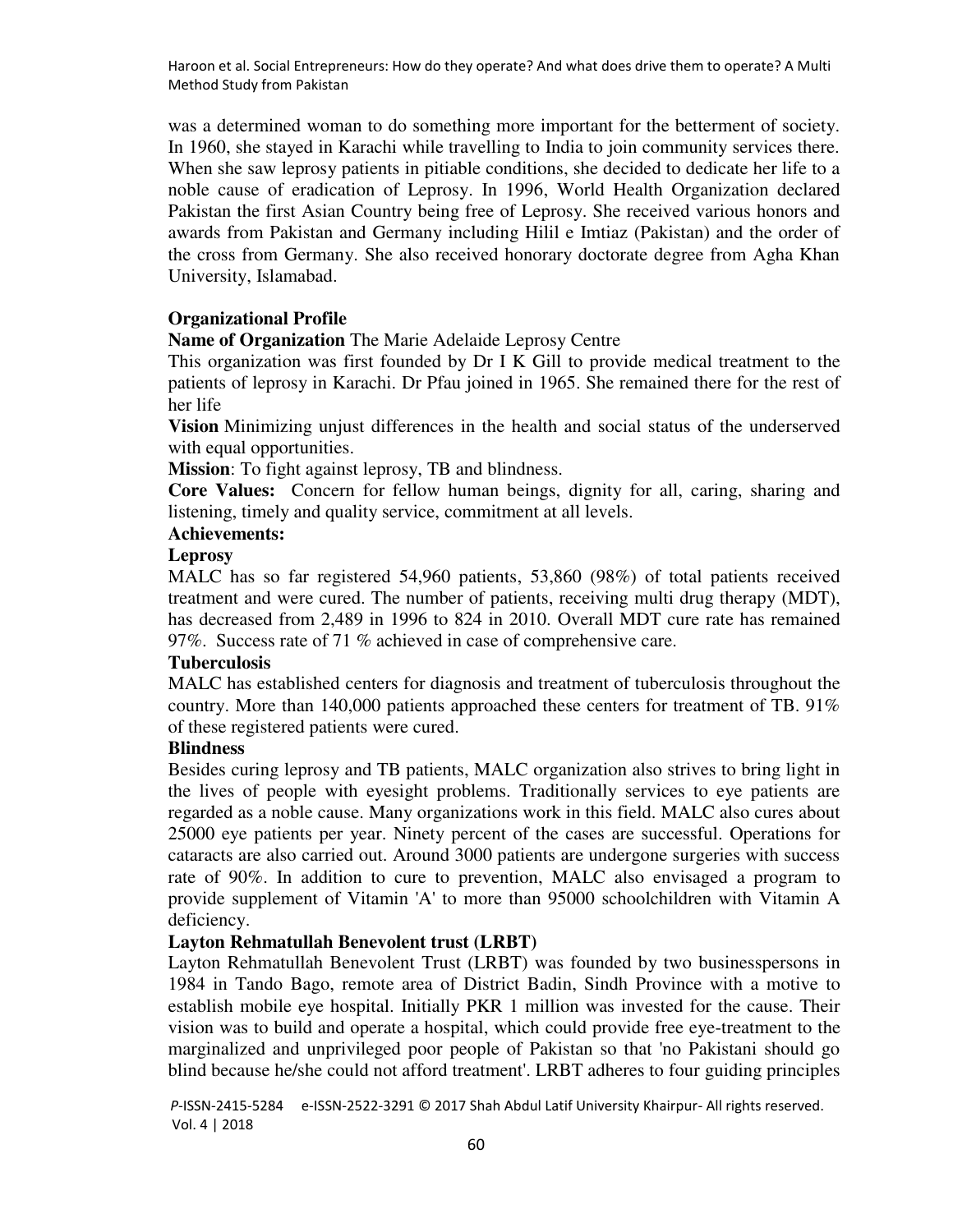was a determined woman to do something more important for the betterment of society. In 1960, she stayed in Karachi while travelling to India to join community services there. When she saw leprosy patients in pitiable conditions, she decided to dedicate her life to a noble cause of eradication of Leprosy. In 1996, World Health Organization declared Pakistan the first Asian Country being free of Leprosy. She received various honors and awards from Pakistan and Germany including Hilil e Imtiaz (Pakistan) and the order of the cross from Germany. She also received honorary doctorate degree from Agha Khan University, Islamabad.

**Organizational Profile**

**Name of Organization** The Marie Adelaide Leprosy Centre

This organization was first founded by Dr I K Gill to provide medical treatment to the patients of leprosy in Karachi. Dr Pfau joined in 1965. She remained there for the rest of her life

**Vision** Minimizing unjust differences in the health and social status of the underserved with equal opportunities.

**Mission**: To fight against leprosy, TB and blindness.

**Core Values:** Concern for fellow human beings, dignity for all, caring, sharing and listening, timely and quality service, commitment at all levels.

**Achievements:**

**Leprosy**

MALC has so far registered 54,960 patients, 53,860 (98%) of total patients received treatment and were cured. The number of patients, receiving multi drug therapy (MDT), has decreased from 2,489 in 1996 to 824 in 2010. Overall MDT cure rate has remained 97%. Success rate of 71 % achieved in case of comprehensive care.

**Tuberculosis**

MALC has established centers for diagnosis and treatment of tuberculosis throughout the country. More than 140,000 patients approached these centers for treatment of TB. 91% of these registered patients were cured.

**Blindness**

Besides curing leprosy and TB patients, MALC organization also strives to bring light in the lives of people with eyesight problems. Traditionally services to eye patients are regarded as a noble cause. Many organizations work in this field. MALC also cures about 25000 eye patients per year. Ninety percent of the cases are successful. Operations for cataracts are also carried out. Around 3000 patients are undergone surgeries with success rate of 90%. In addition to cure to prevention, MALC also envisaged a program to provide supplement of Vitamin 'A' to more than 95000 schoolchildren with Vitamin A deficiency.

**Layton Rehmatullah Benevolent trust (LRBT)**

Layton Rehmatullah Benevolent Trust (LRBT) was founded by two businesspersons in 1984 in Tando Bago, remote area of District Badin, Sindh Province with a motive to establish mobile eye hospital. Initially PKR 1 million was invested for the cause. Their vision was to build and operate a hospital, which could provide free eye-treatment to the marginalized and unprivileged poor people of Pakistan so that 'no Pakistani should go blind because he/she could not afford treatment'. LRBT adheres to four guiding principles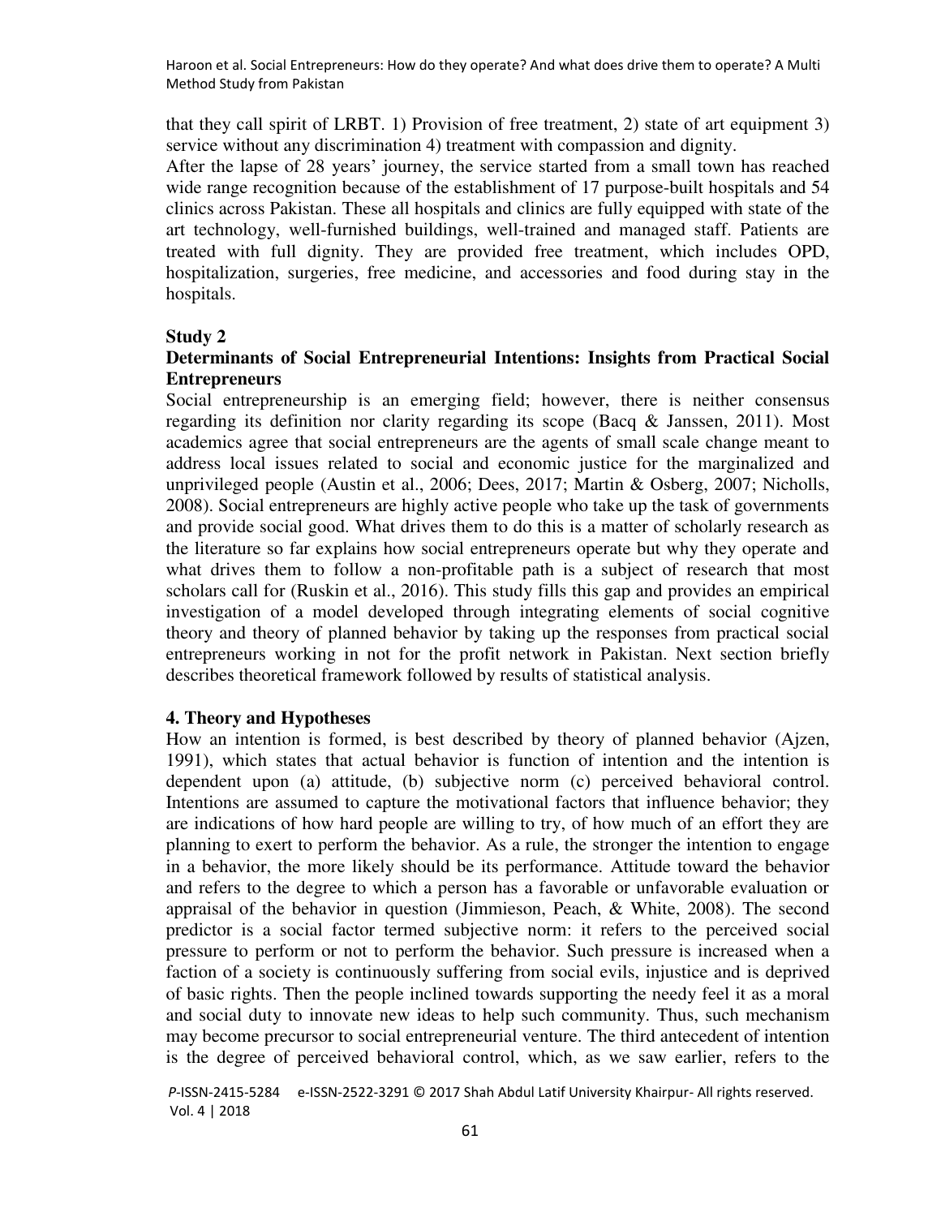that they call spirit of LRBT. 1) Provision of free treatment, 2) state of art equipment 3) service without any discrimination 4) treatment with compassion and dignity.

After the lapse of 28 years' journey, the service started from a small town has reached wide range recognition because of the establishment of 17 purpose-built hospitals and 54 clinics across Pakistan. These all hospitals and clinics are fully equipped with state of the art technology, well-furnished buildings, well-trained and managed staff. Patients are treated with full dignity. They are provided free treatment, which includes OPD, hospitalization, surgeries, free medicine, and accessories and food during stay in the hospitals.

**Study 2**

**Determinants of Social Entrepreneurial Intentions: Insights from Practical Social Entrepreneurs**

Social entrepreneurship is an emerging field; however, there is neither consensus regarding its definition nor clarity regarding its scope (Bacq & Janssen, 2011). Most academics agree that social entrepreneurs are the agents of small scale change meant to address local issues related to social and economic justice for the marginalized and unprivileged people (Austin et al., 2006; Dees, 2017; Martin & Osberg, 2007; Nicholls, 2008). Social entrepreneurs are highly active people who take up the task of governments and provide social good. What drives them to do this is a matter of scholarly research as the literature so far explains how social entrepreneurs operate but why they operate and what drives them to follow a non-profitable path is a subject of research that most scholars call for (Ruskin et al., 2016). This study fills this gap and provides an empirical investigation of a model developed through integrating elements of social cognitive theory and theory of planned behavior by taking up the responses from practical social entrepreneurs working in not for the profit network in Pakistan. Next section briefly describes theoretical framework followed by results of statistical analysis.

**4. Theory and Hypotheses**

How an intention is formed, is best described by theory of planned behavior (Ajzen, 1991), which states that actual behavior is function of intention and the intention is dependent upon (a) attitude, (b) subjective norm (c) perceived behavioral control. Intentions are assumed to capture the motivational factors that influence behavior; they are indications of how hard people are willing to try, of how much of an effort they are planning to exert to perform the behavior. As a rule, the stronger the intention to engage in a behavior, the more likely should be its performance. Attitude toward the behavior and refers to the degree to which a person has a favorable or unfavorable evaluation or appraisal of the behavior in question (Jimmieson, Peach, & White, 2008). The second predictor is a social factor termed subjective norm: it refers to the perceived social pressure to perform or not to perform the behavior. Such pressure is increased when a faction of a society is continuously suffering from social evils, injustice and is deprived of basic rights. Then the people inclined towards supporting the needy feel it as a moral and social duty to innovate new ideas to help such community. Thus, such mechanism may become precursor to social entrepreneurial venture. The third antecedent of intention is the degree of perceived behavioral control, which, as we saw earlier, refers to the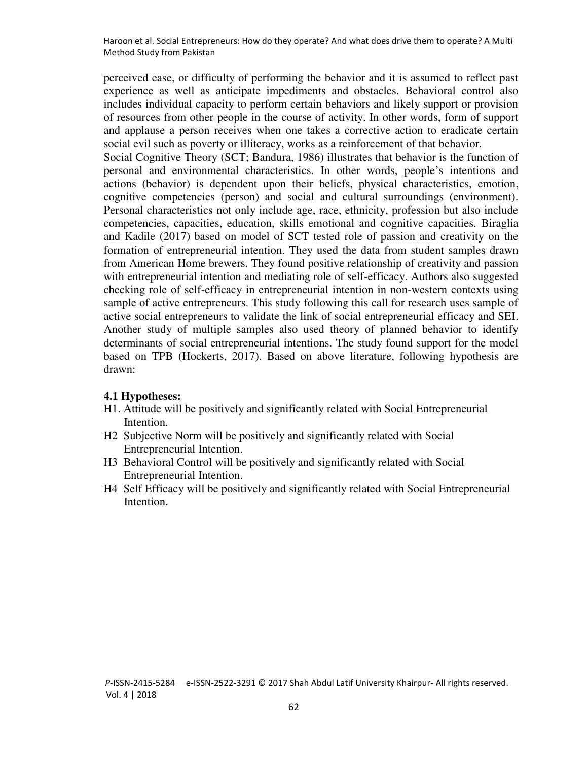perceived ease, or difficulty of performing the behavior and it is assumed to reflect past experience as well as anticipate impediments and obstacles. Behavioral control also includes individual capacity to perform certain behaviors and likely support or provision of resources from other people in the course of activity. In other words, form of support and applause a person receives when one takes a corrective action to eradicate certain social evil such as poverty or illiteracy, works as a reinforcement of that behavior.

Social Cognitive Theory (SCT; Bandura, 1986) illustrates that behavior is the function of personal and environmental characteristics. In other words, people's intentions and actions (behavior) is dependent upon their beliefs, physical characteristics, emotion, cognitive competencies (person) and social and cultural surroundings (environment). Personal characteristics not only include age, race, ethnicity, profession but also include competencies, capacities, education, skills emotional and cognitive capacities. Biraglia and Kadile (2017) based on model of SCT tested role of passion and creativity on the formation of entrepreneurial intention. They used the data from student samples drawn from American Home brewers. They found positive relationship of creativity and passion with entrepreneurial intention and mediating role of self-efficacy. Authors also suggested checking role of self-efficacy in entrepreneurial intention in non-western contexts using sample of active entrepreneurs. This study following this call for research uses sample of active social entrepreneurs to validate the link of social entrepreneurial efficacy and SEI. Another study of multiple samples also used theory of planned behavior to identify determinants of social entrepreneurial intentions. The study found support for the model based on TPB (Hockerts, 2017). Based on above literature, following hypothesis are drawn:

### 4.1 Hypotheses:

- H1. Attitude will be positively and significantly related with Social Entrepreneurial Intention.
- H2 Subjective Norm will be positively and significantly related with Social Entrepreneurial Intention.
- H3 Behavioral Control will be positively and significantly related with Social Entrepreneurial Intention.
- H4 Self Efficacy will be positively and significantly related with Social Entrepreneurial Intention.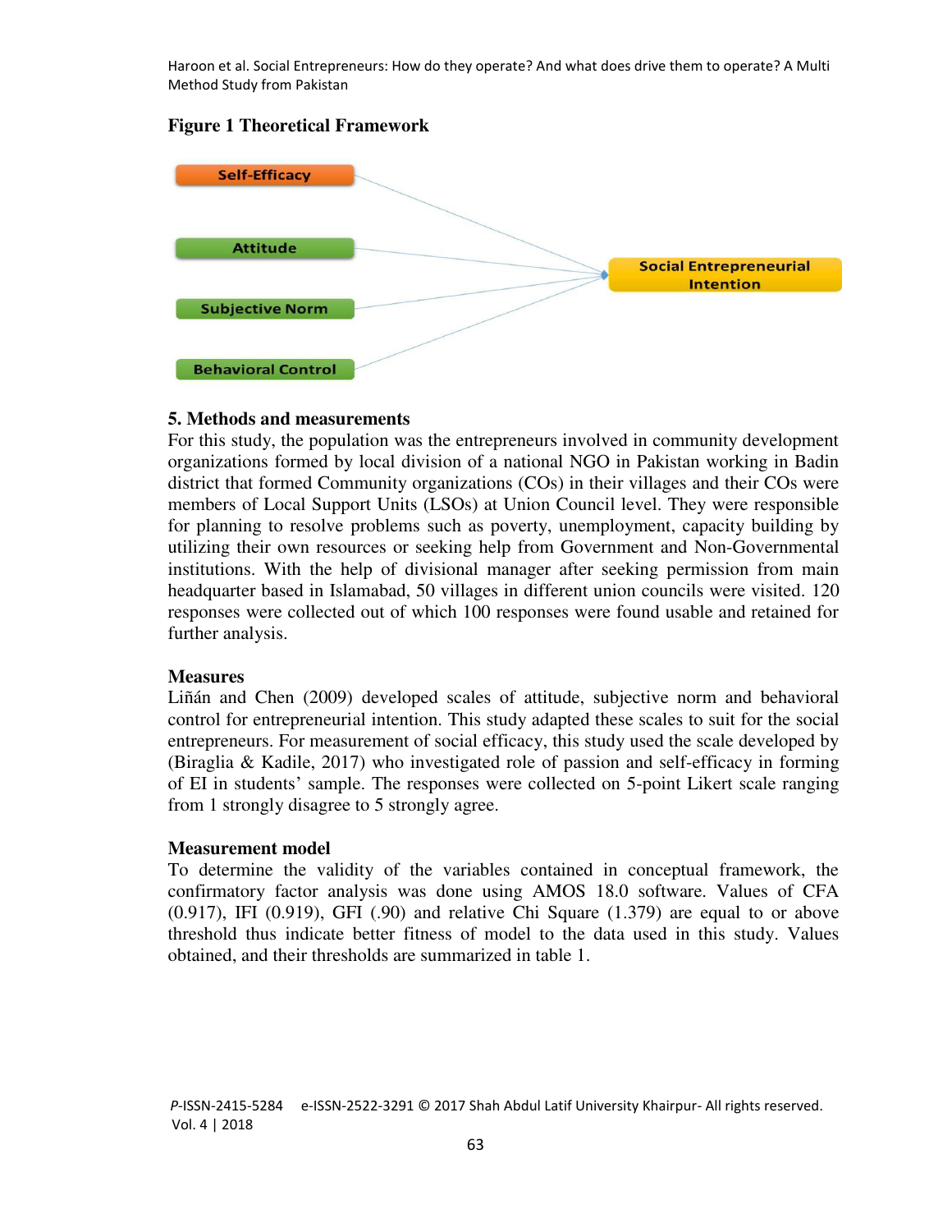**Figure 1 Theoretical Framework**

## 5. Methods and measurements

For this study, the population was the entrepreneurs involved in community development organizations formed by local division of a national NGO in Pakistan working in Badin district that formed Community organizations (COs) in their villages and their COs were members of Local Support Units (LSOs) at Union Council level. They were responsible for planning to resolve problems such as poverty, unemployment, capacity building by utilizing their own resources or seeking help from Government and Non-Governmental institutions. With the help of divisional manager after seeking permission from main headquarter based in Islamabad, 50 villages in different union councils were visited. 120 responses were collected out of which 100 responses were found usable and retained for further analysis.

### Measures

Liñán and Chen (2009) developed scales of attitude, subjective norm and behavioral control for entrepreneurial intention. This study adapted these scales to suit for the social entrepreneurs. For measurement of social efficacy, this study used the scale developed by (Biraglia & Kadile, 2017) who investigated role of passion and self-efficacy in forming of EI in students' sample. The responses were collected on 5-point Likert scale ranging from 1 strongly disagree to 5 strongly agree.

### Measurement model

To determine the validity of the variables contained in conceptual framework, the confirmatory factor analysis was done using AMOS 18.0 software. Values of CFA (0.917), IFI (0.919), GFI (.90) and relative Chi Square (1.379) are equal to or above threshold thus indicate better fitness of model to the data used in this study. Values obtained, and their thresholds are summarized in table 1.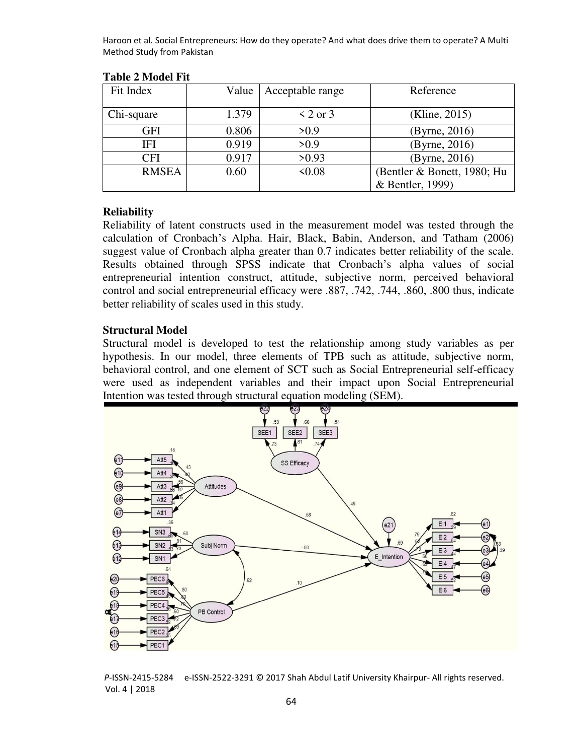**Table 2 Model Fit**

| Fit Index | Value | Acceptable range | Reference |
|---|---|---|---|
| Chi-square | 1.379 | < 2 or 3 | (Kline, 2015) |
| GFI | 0.806 | >0.9 | (Byrne, 2016) |
| IFI | 0.919 | >0.9 | (Byrne, 2016) |
| CFI | 0.917 | >0.93 | (Byrne, 2016) |
| RMSEA | 0.60 | <0.08 | (Bentler & Bonett, 1980; Hu & Bentler, 1999) |

### Reliability

Reliability of latent constructs used in the measurement model was tested through the calculation of Cronbach's Alpha. Hair, Black, Babin, Anderson, and Tatham (2006) suggest value of Cronbach alpha greater than 0.7 indicates better reliability of the scale. Results obtained through SPSS indicate that Cronbach's alpha values of social entrepreneurial intention construct, attitude, subjective norm, perceived behavioral control and social entrepreneurial efficacy were .887, .742, .744, .860, .800 thus, indicate better reliability of scales used in this study.

### Structural Model

Structural model is developed to test the relationship among study variables as per hypothesis. In our model, three elements of TPB such as attitude, subjective norm, behavioral control, and one element of SCT such as Social Entrepreneurial self-efficacy were used as independent variables and their impact upon Social Entrepreneurial Intention was tested through structural equation modeling (SEM).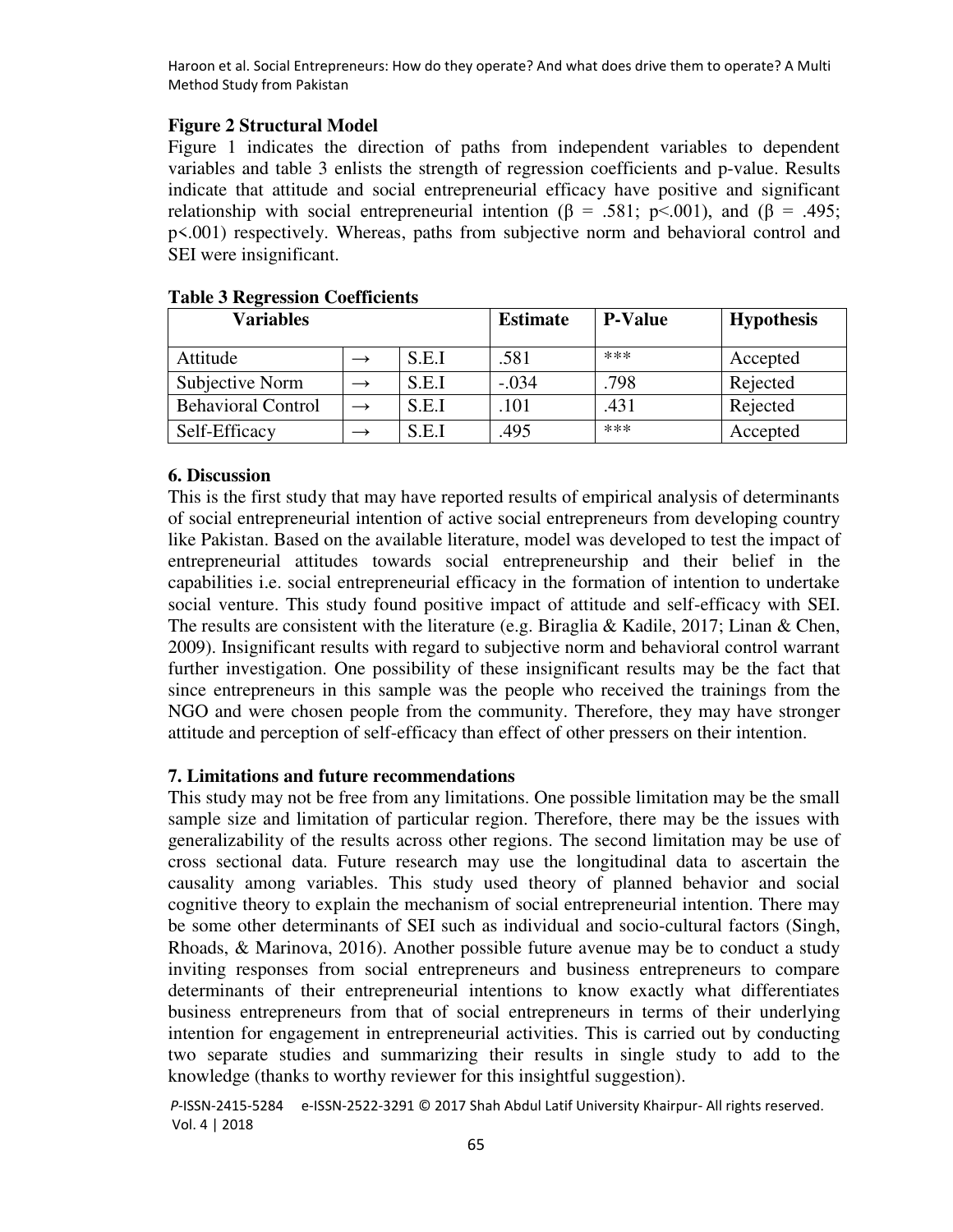**Figure 2 Structural Model**

Figure 1 indicates the direction of paths from independent variables to dependent variables and table 3 enlists the strength of regression coefficients and p-value. Results indicate that attitude and social entrepreneurial efficacy have positive and significant relationship with social entrepreneurial intention ($\beta$ = .581; p<.001), and ($\beta$ = .495; p<.001) respectively. Whereas, paths from subjective norm and behavioral control and SEI were insignificant.

**Table 3 Regression Coefficients**

| Variables | | | Estimate | P-Value | Hypothesis |
|---|---|---|---|---|---|
| Attitude | → | S.E.I | .581 | *** | Accepted |
| Subjective Norm | → | S.E.I | -.034 | .798 | Rejected |
| Behavioral Control | → | S.E.I | .101 | .431 | Rejected |
| Self-Efficacy | → | S.E.I | .495 | *** | Accepted |

## 6. Discussion

This is the first study that may have reported results of empirical analysis of determinants of social entrepreneurial intention of active social entrepreneurs from developing country like Pakistan. Based on the available literature, model was developed to test the impact of entrepreneurial attitudes towards social entrepreneurship and their belief in the capabilities i.e. social entrepreneurial efficacy in the formation of intention to undertake social venture. This study found positive impact of attitude and self-efficacy with SEI. The results are consistent with the literature (e.g. Biraglia & Kadile, 2017; Linan & Chen, 2009). Insignificant results with regard to subjective norm and behavioral control warrant further investigation. One possibility of these insignificant results may be the fact that since entrepreneurs in this sample was the people who received the trainings from the NGO and were chosen people from the community. Therefore, they may have stronger attitude and perception of self-efficacy than effect of other pressers on their intention.

## 7. Limitations and future recommendations

This study may not be free from any limitations. One possible limitation may be the small sample size and limitation of particular region. Therefore, there may be the issues with generalizability of the results across other regions. The second limitation may be use of cross sectional data. Future research may use the longitudinal data to ascertain the causality among variables. This study used theory of planned behavior and social cognitive theory to explain the mechanism of social entrepreneurial intention. There may be some other determinants of SEI such as individual and socio-cultural factors (Singh, Rhoads, & Marinova, 2016). Another possible future avenue may be to conduct a study inviting responses from social entrepreneurs and business entrepreneurs to compare determinants of their entrepreneurial intentions to know exactly what differentiates business entrepreneurs from that of social entrepreneurs in terms of their underlying intention for engagement in entrepreneurial activities. This is carried out by conducting two separate studies and summarizing their results in single study to add to the knowledge (thanks to worthy reviewer for this insightful suggestion).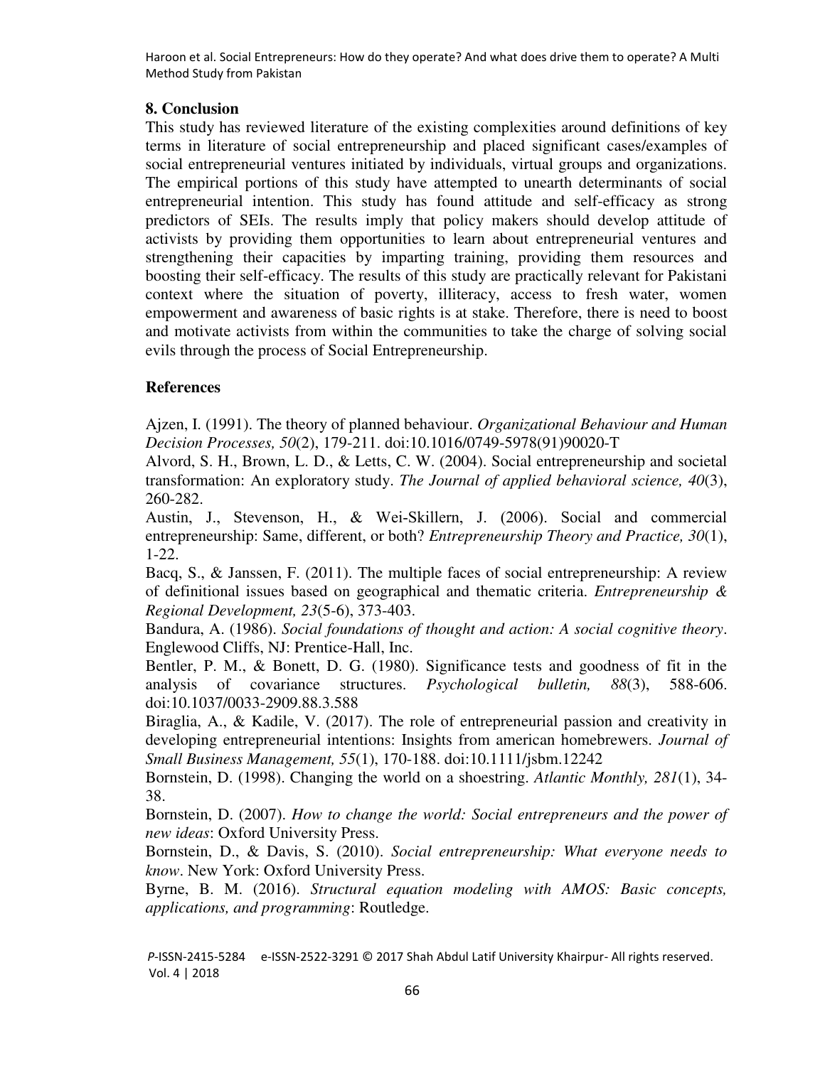## 8. Conclusion

This study has reviewed literature of the existing complexities around definitions of key terms in literature of social entrepreneurship and placed significant cases/examples of social entrepreneurial ventures initiated by individuals, virtual groups and organizations. The empirical portions of this study have attempted to unearth determinants of social entrepreneurial intention. This study has found attitude and self-efficacy as strong predictors of SEIs. The results imply that policy makers should develop attitude of activists by providing them opportunities to learn about entrepreneurial ventures and strengthening their capacities by imparting training, providing them resources and boosting their self-efficacy. The results of this study are practically relevant for Pakistani context where the situation of poverty, illiteracy, access to fresh water, women empowerment and awareness of basic rights is at stake. Therefore, there is need to boost and motivate activists from within the communities to take the charge of solving social evils through the process of Social Entrepreneurship.

## References

Ajzen, I. (1991). The theory of planned behaviour. *Organizational Behaviour and Human Decision Processes, 50*(2), 179-211. doi:10.1016/0749-5978(91)90020-T

Alvord, S. H., Brown, L. D., & Letts, C. W. (2004). Social entrepreneurship and societal transformation: An exploratory study. *The Journal of applied behavioral science, 40*(3), 260-282.

Austin, J., Stevenson, H., & Wei-Skillern, J. (2006). Social and commercial entrepreneurship: Same, different, or both? *Entrepreneurship Theory and Practice, 30*(1), 1-22.

Bacq, S., & Janssen, F. (2011). The multiple faces of social entrepreneurship: A review of definitional issues based on geographical and thematic criteria. *Entrepreneurship & Regional Development, 23*(5-6), 373-403.

Bandura, A. (1986). *Social foundations of thought and action: A social cognitive theory*. Englewood Cliffs, NJ: Prentice-Hall, Inc.

Bentler, P. M., & Bonett, D. G. (1980). Significance tests and goodness of fit in the analysis of covariance structures. *Psychological bulletin, 88*(3), 588-606. doi:10.1037/0033-2909.88.3.588

Biraglia, A., & Kadile, V. (2017). The role of entrepreneurial passion and creativity in developing entrepreneurial intentions: Insights from american homebrewers. *Journal of Small Business Management, 55*(1), 170-188. doi:10.1111/jsbm.12242

Bornstein, D. (1998). Changing the world on a shoestring. *Atlantic Monthly, 281*(1), 34-38.

Bornstein, D. (2007). *How to change the world: Social entrepreneurs and the power of new ideas*: Oxford University Press.

Bornstein, D., & Davis, S. (2010). *Social entrepreneurship: What everyone needs to know*. New York: Oxford University Press.

Byrne, B. M. (2016). *Structural equation modeling with AMOS: Basic concepts, applications, and programming*: Routledge.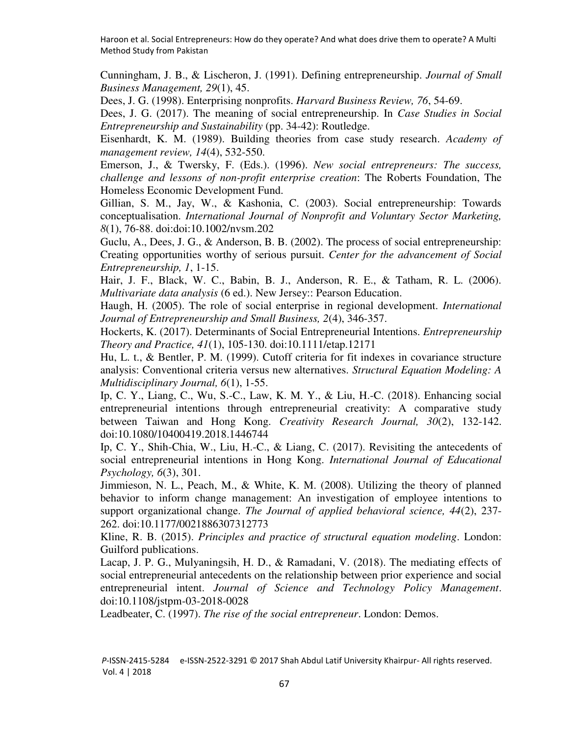Cunningham, J. B., & Lischeron, J. (1991). Defining entrepreneurship. *Journal of Small Business Management, 29*(1), 45.

Dees, J. G. (1998). Enterprising nonprofits. *Harvard Business Review, 76*, 54-69.

Dees, J. G. (2017). The meaning of social entrepreneurship. In *Case Studies in Social Entrepreneurship and Sustainability* (pp. 34-42): Routledge.

Eisenhardt, K. M. (1989). Building theories from case study research. *Academy of management review, 14*(4), 532-550.

Emerson, J., & Twersky, F. (Eds.). (1996). *New social entrepreneurs: The success, challenge and lessons of non-profit enterprise creation*: The Roberts Foundation, The Homeless Economic Development Fund.

Gillian, S. M., Jay, W., & Kashonia, C. (2003). Social entrepreneurship: Towards conceptualisation. *International Journal of Nonprofit and Voluntary Sector Marketing, 8*(1), 76-88. doi:doi:10.1002/nvsm.202

Guclu, A., Dees, J. G., & Anderson, B. B. (2002). The process of social entrepreneurship: Creating opportunities worthy of serious pursuit. *Center for the advancement of Social Entrepreneurship, 1*, 1-15.

Hair, J. F., Black, W. C., Babin, B. J., Anderson, R. E., & Tatham, R. L. (2006). *Multivariate data analysis* (6 ed.). New Jersey:: Pearson Education.

Haugh, H. (2005). The role of social enterprise in regional development. *International Journal of Entrepreneurship and Small Business, 2*(4), 346-357.

Hockerts, K. (2017). Determinants of Social Entrepreneurial Intentions. *Entrepreneurship Theory and Practice, 41*(1), 105-130. doi:10.1111/etap.12171

Hu, L. t., & Bentler, P. M. (1999). Cutoff criteria for fit indexes in covariance structure analysis: Conventional criteria versus new alternatives. *Structural Equation Modeling: A Multidisciplinary Journal, 6*(1), 1-55.

Ip, C. Y., Liang, C., Wu, S.-C., Law, K. M. Y., & Liu, H.-C. (2018). Enhancing social entrepreneurial intentions through entrepreneurial creativity: A comparative study between Taiwan and Hong Kong. *Creativity Research Journal, 30*(2), 132-142. doi:10.1080/10400419.2018.1446744

Ip, C. Y., Shih-Chia, W., Liu, H.-C., & Liang, C. (2017). Revisiting the antecedents of social entrepreneurial intentions in Hong Kong. *International Journal of Educational Psychology, 6*(3), 301.

Jimmieson, N. L., Peach, M., & White, K. M. (2008). Utilizing the theory of planned behavior to inform change management: An investigation of employee intentions to support organizational change. *The Journal of applied behavioral science, 44*(2), 237-262. doi:10.1177/0021886307312773

Kline, R. B. (2015). *Principles and practice of structural equation modeling*. London: Guilford publications.

Lacap, J. P. G., Mulyaningsih, H. D., & Ramadani, V. (2018). The mediating effects of social entrepreneurial antecedents on the relationship between prior experience and social entrepreneurial intent. *Journal of Science and Technology Policy Management*. doi:10.1108/jstpm-03-2018-0028

Leadbeater, C. (1997). *The rise of the social entrepreneur*. London: Demos.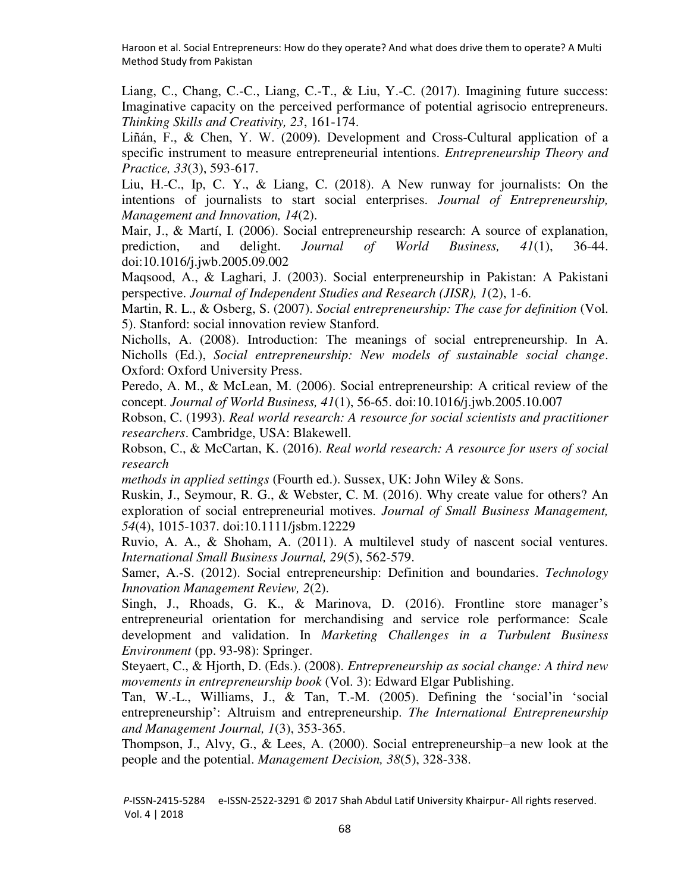Liang, C., Chang, C.-C., Liang, C.-T., & Liu, Y.-C. (2017). Imagining future success: Imaginative capacity on the perceived performance of potential agrisocio entrepreneurs. *Thinking Skills and Creativity, 23*, 161-174.

Liñán, F., & Chen, Y. W. (2009). Development and Cross-Cultural application of a specific instrument to measure entrepreneurial intentions. *Entrepreneurship Theory and Practice, 33*(3), 593-617.

Liu, H.-C., Ip, C. Y., & Liang, C. (2018). A New runway for journalists: On the intentions of journalists to start social enterprises. *Journal of Entrepreneurship, Management and Innovation, 14*(2).

Mair, J., & Martí, I. (2006). Social entrepreneurship research: A source of explanation, prediction, and delight. *Journal of World Business, 41*(1), 36-44. doi:10.1016/j.jwb.2005.09.002

Maqsood, A., & Laghari, J. (2003). Social enterpreneurship in Pakistan: A Pakistani perspective. *Journal of Independent Studies and Research (JISR), 1*(2), 1-6.

Martin, R. L., & Osberg, S. (2007). *Social entrepreneurship: The case for definition* (Vol. 5). Stanford: social innovation review Stanford.

Nicholls, A. (2008). Introduction: The meanings of social entrepreneurship. In A. Nicholls (Ed.), *Social entrepreneurship: New models of sustainable social change*. Oxford: Oxford University Press.

Peredo, A. M., & McLean, M. (2006). Social entrepreneurship: A critical review of the concept. *Journal of World Business, 41*(1), 56-65. doi:10.1016/j.jwb.2005.10.007

Robson, C. (1993). *Real world research: A resource for social scientists and practitioner researchers*. Cambridge, USA: Blakewell.

Robson, C., & McCartan, K. (2016). *Real world research: A resource for users of social research methods in applied settings* (Fourth ed.). Sussex, UK: John Wiley & Sons.

Ruskin, J., Seymour, R. G., & Webster, C. M. (2016). Why create value for others? An exploration of social entrepreneurial motives. *Journal of Small Business Management, 54*(4), 1015-1037. doi:10.1111/jsbm.12229

Ruvio, A. A., & Shoham, A. (2011). A multilevel study of nascent social ventures. *International Small Business Journal, 29*(5), 562-579.

Samer, A.-S. (2012). Social entrepreneurship: Definition and boundaries. *Technology Innovation Management Review, 2*(2).

Singh, J., Rhoads, G. K., & Marinova, D. (2016). Frontline store manager's entrepreneurial orientation for merchandising and service role performance: Scale development and validation. In *Marketing Challenges in a Turbulent Business Environment* (pp. 93-98): Springer.

Steyaert, C., & Hjorth, D. (Eds.). (2008). *Entrepreneurship as social change: A third new movements in entrepreneurship book* (Vol. 3): Edward Elgar Publishing.

Tan, W.-L., Williams, J., & Tan, T.-M. (2005). Defining the 'social'in 'social entrepreneurship': Altruism and entrepreneurship. *The International Entrepreneurship and Management Journal, 1*(3), 353-365.

Thompson, J., Alvy, G., & Lees, A. (2000). Social entrepreneurship–a new look at the people and the potential. *Management Decision, 38*(5), 328-338.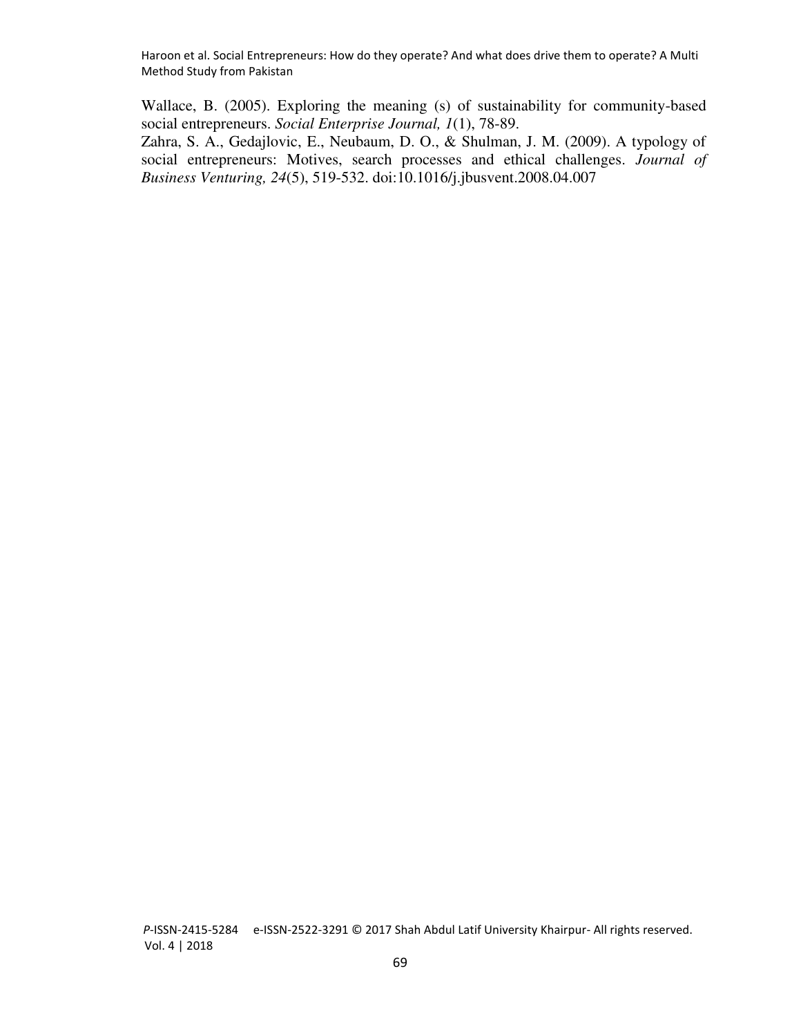Wallace, B. (2005). Exploring the meaning (s) of sustainability for community-based social entrepreneurs. *Social Enterprise Journal, 1*(1), 78-89.

Zahra, S. A., Gedajlovic, E., Neubaum, D. O., & Shulman, J. M. (2009). A typology of social entrepreneurs: Motives, search processes and ethical challenges. *Journal of Business Venturing, 24*(5), 519-532. doi:10.1016/j.jbusvent.2008.04.007